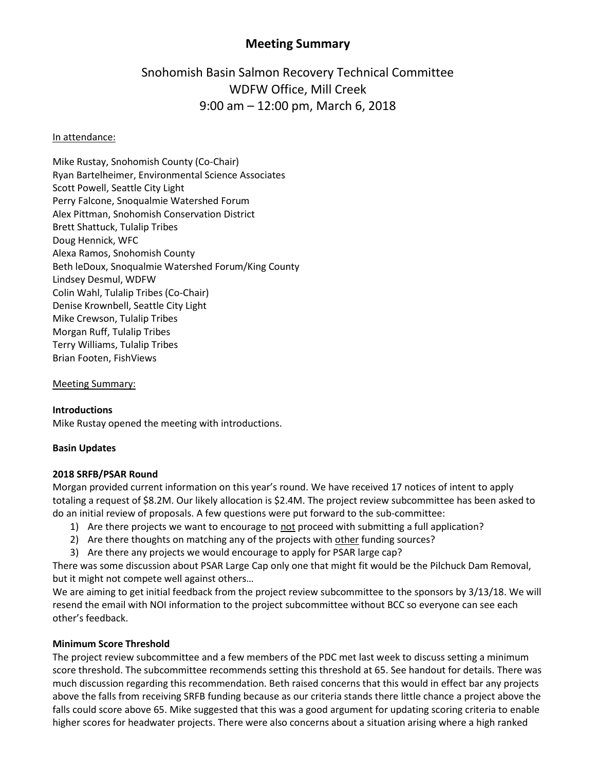# Meeting Summary

## Snohomish Basin Salmon Recovery Technical Committee
## WDFW Office, Mill Creek
## 9:00 am – 12:00 pm, March 6, 2018

In attendance:

Mike Rustay, Snohomish County (Co-Chair)
Ryan Bartelheimer, Environmental Science Associates
Scott Powell, Seattle City Light
Perry Falcone, Snoqualmie Watershed Forum
Alex Pittman, Snohomish Conservation District
Brett Shattuck, Tulalip Tribes
Doug Hennick, WFC
Alexa Ramos, Snohomish County
Beth leDoux, Snoqualmie Watershed Forum/King County
Lindsey Desmul, WDFW
Colin Wahl, Tulalip Tribes (Co-Chair)
Denise Krownbell, Seattle City Light
Mike Crewson, Tulalip Tribes
Morgan Ruff, Tulalip Tribes
Terry Williams, Tulalip Tribes
Brian Footen, FishViews

Meeting Summary:

**Introductions**

Mike Rustay opened the meeting with introductions.

**Basin Updates**

**2018 SRFB/PSAR Round**

Morgan provided current information on this year's round. We have received 17 notices of intent to apply totaling a request of $8.2M. Our likely allocation is $2.4M. The project review subcommittee has been asked to do an initial review of proposals. A few questions were put forward to the sub-committee:

1) Are there projects we want to encourage to not proceed with submitting a full application?
2) Are there thoughts on matching any of the projects with other funding sources?
3) Are there any projects we would encourage to apply for PSAR large cap?

There was some discussion about PSAR Large Cap only one that might fit would be the Pilchuck Dam Removal, but it might not compete well against others…

We are aiming to get initial feedback from the project review subcommittee to the sponsors by 3/13/18. We will resend the email with NOI information to the project subcommittee without BCC so everyone can see each other's feedback.

**Minimum Score Threshold**

The project review subcommittee and a few members of the PDC met last week to discuss setting a minimum score threshold. The subcommittee recommends setting this threshold at 65. See handout for details. There was much discussion regarding this recommendation. Beth raised concerns that this would in effect bar any projects above the falls from receiving SRFB funding because as our criteria stands there little chance a project above the falls could score above 65. Mike suggested that this was a good argument for updating scoring criteria to enable higher scores for headwater projects. There were also concerns about a situation arising where a high ranked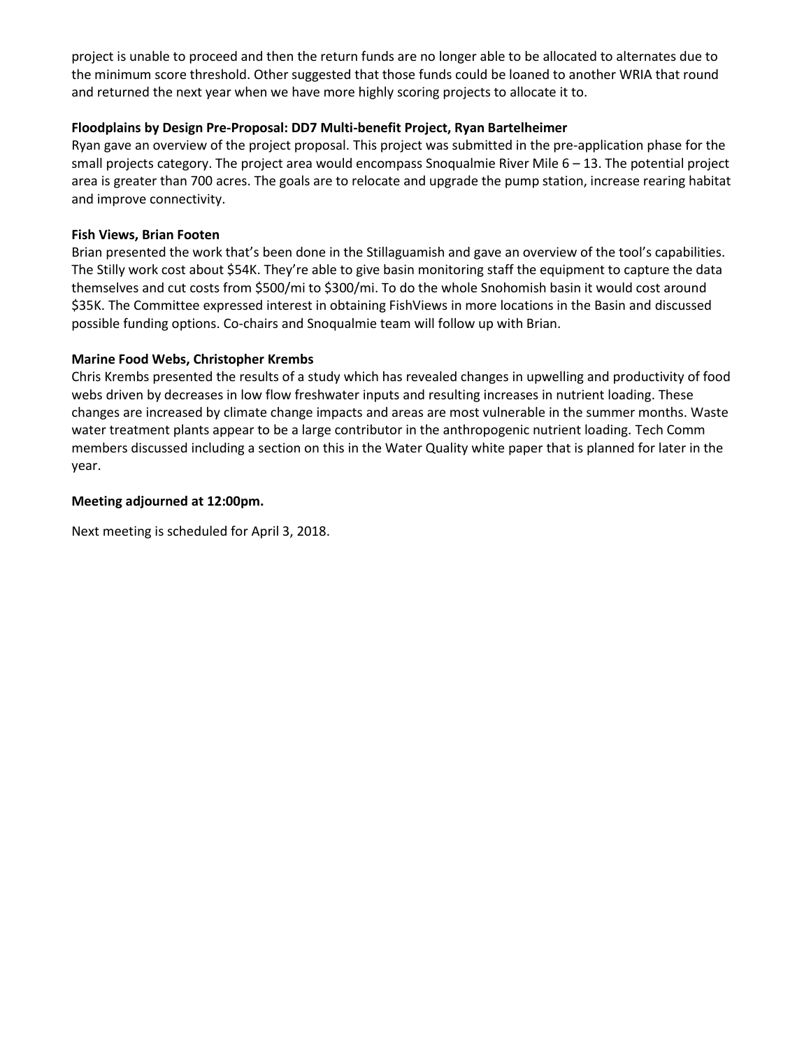project is unable to proceed and then the return funds are no longer able to be allocated to alternates due to the minimum score threshold. Other suggested that those funds could be loaned to another WRIA that round and returned the next year when we have more highly scoring projects to allocate it to.

**Floodplains by Design Pre-Proposal: DD7 Multi-benefit Project, Ryan Bartelheimer**

Ryan gave an overview of the project proposal. This project was submitted in the pre-application phase for the small projects category. The project area would encompass Snoqualmie River Mile 6 – 13. The potential project area is greater than 700 acres. The goals are to relocate and upgrade the pump station, increase rearing habitat and improve connectivity.

**Fish Views, Brian Footen**

Brian presented the work that's been done in the Stillaguamish and gave an overview of the tool's capabilities. The Stilly work cost about $54K. They're able to give basin monitoring staff the equipment to capture the data themselves and cut costs from $500/mi to $300/mi. To do the whole Snohomish basin it would cost around $35K. The Committee expressed interest in obtaining FishViews in more locations in the Basin and discussed possible funding options. Co-chairs and Snoqualmie team will follow up with Brian.

**Marine Food Webs, Christopher Krembs**

Chris Krembs presented the results of a study which has revealed changes in upwelling and productivity of food webs driven by decreases in low flow freshwater inputs and resulting increases in nutrient loading. These changes are increased by climate change impacts and areas are most vulnerable in the summer months. Waste water treatment plants appear to be a large contributor in the anthropogenic nutrient loading. Tech Comm members discussed including a section on this in the Water Quality white paper that is planned for later in the year.

**Meeting adjourned at 12:00pm.**

Next meeting is scheduled for April 3, 2018.